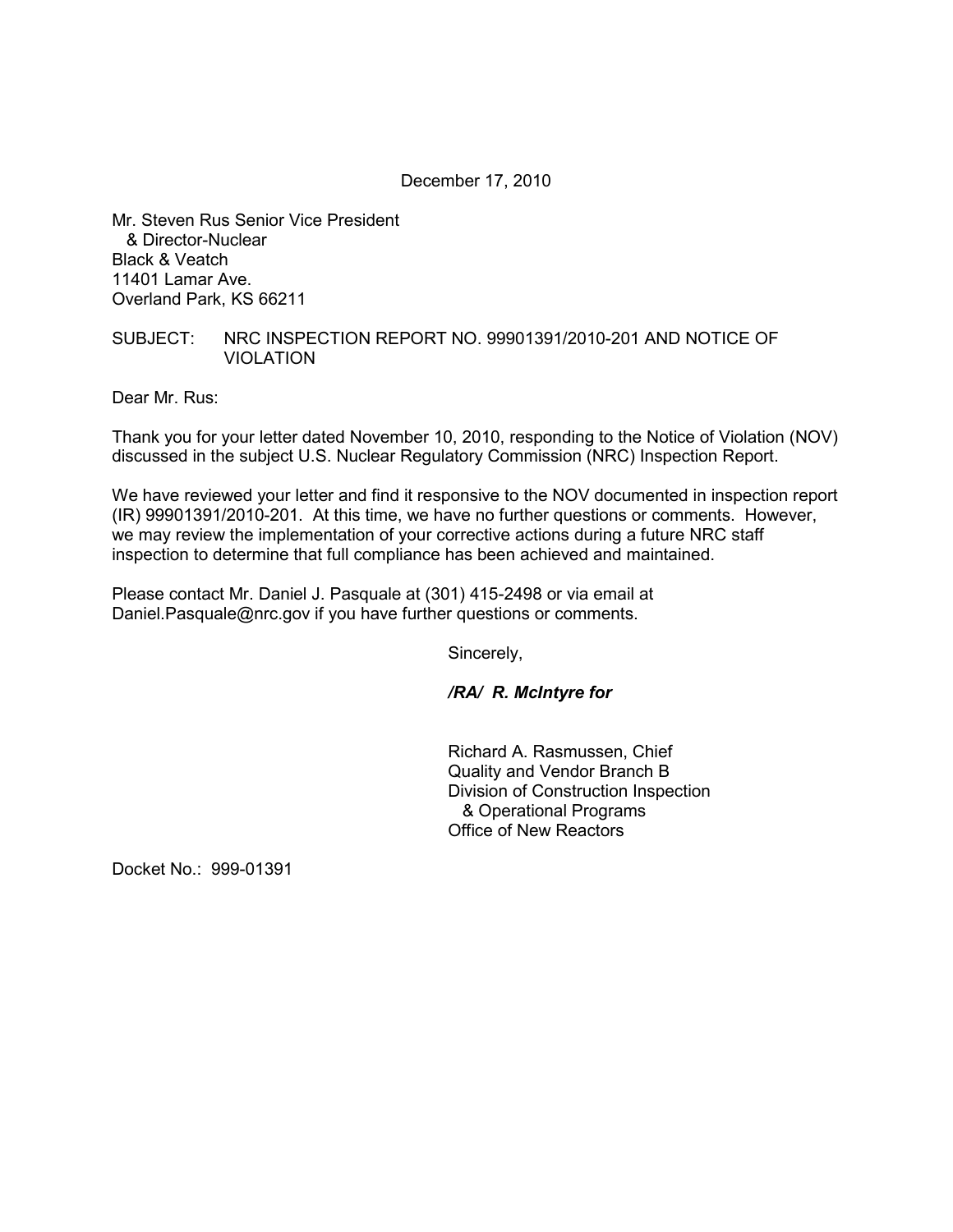December 17, 2010

Mr. Steven Rus Senior Vice President
& Director-Nuclear
Black & Veatch
11401 Lamar Ave.
Overland Park, KS 66211

SUBJECT: NRC INSPECTION REPORT NO. 99901391/2010-201 AND NOTICE OF VIOLATION

Dear Mr. Rus:

Thank you for your letter dated November 10, 2010, responding to the Notice of Violation (NOV) discussed in the subject U.S. Nuclear Regulatory Commission (NRC) Inspection Report.

We have reviewed your letter and find it responsive to the NOV documented in inspection report (IR) 99901391/2010-201. At this time, we have no further questions or comments. However, we may review the implementation of your corrective actions during a future NRC staff inspection to determine that full compliance has been achieved and maintained.

Please contact Mr. Daniel J. Pasquale at (301) 415-2498 or via email at Daniel.Pasquale@nrc.gov if you have further questions or comments.

Sincerely,

***/RA/ R. McIntyre for***

Richard A. Rasmussen, Chief
Quality and Vendor Branch B
Division of Construction Inspection
& Operational Programs
Office of New Reactors

Docket No.: 999-01391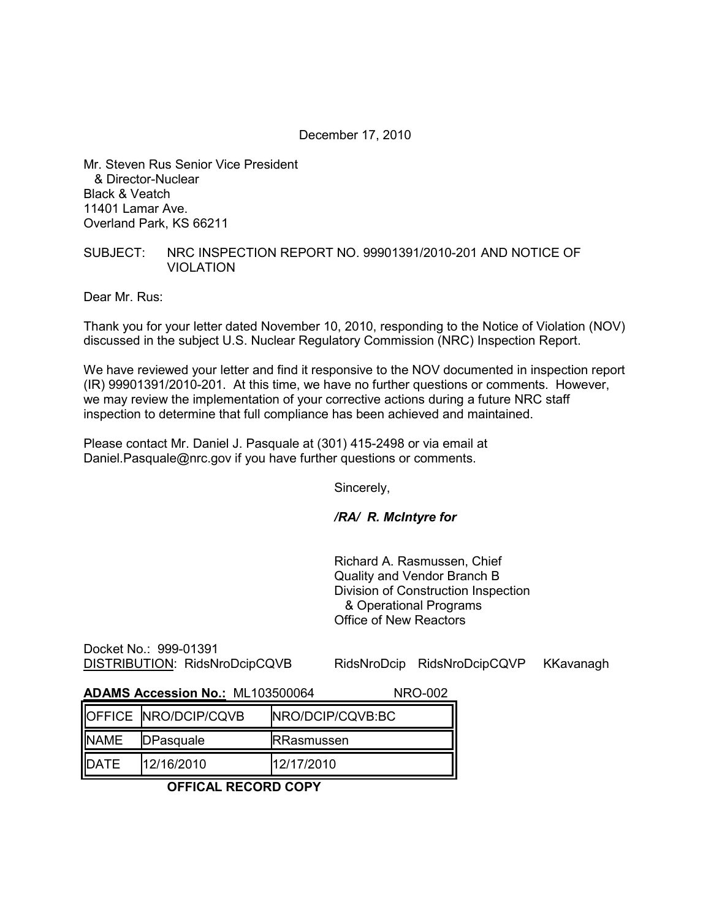December 17, 2010

Mr. Steven Rus Senior Vice President
& Director-Nuclear
Black & Veatch
11401 Lamar Ave.
Overland Park, KS 66211

SUBJECT: NRC INSPECTION REPORT NO. 99901391/2010-201 AND NOTICE OF VIOLATION

Dear Mr. Rus:

Thank you for your letter dated November 10, 2010, responding to the Notice of Violation (NOV) discussed in the subject U.S. Nuclear Regulatory Commission (NRC) Inspection Report.

We have reviewed your letter and find it responsive to the NOV documented in inspection report (IR) 99901391/2010-201. At this time, we have no further questions or comments. However, we may review the implementation of your corrective actions during a future NRC staff inspection to determine that full compliance has been achieved and maintained.

Please contact Mr. Daniel J. Pasquale at (301) 415-2498 or via email at Daniel.Pasquale@nrc.gov if you have further questions or comments.

Sincerely,

***/RA/ R. McIntyre for***

Richard A. Rasmussen, Chief
Quality and Vendor Branch B
Division of Construction Inspection
& Operational Programs
Office of New Reactors

Docket No.: 999-01391
<u>DISTRIBUTION</u>: RidsNroDcipCQVB RidsNroDcip RidsNroDcipCQVP KKavanagh

**ADAMS Accession No.:** ML103500064 NRO-002

| | | |
|---|---|---|
| OFFICE | NRO/DCIP/CQVB | NRO/DCIP/CQVB:BC |
| NAME | DPasquale | RRasmussen |
| DATE | 12/16/2010 | 12/17/2010 |

**OFFICAL RECORD COPY**